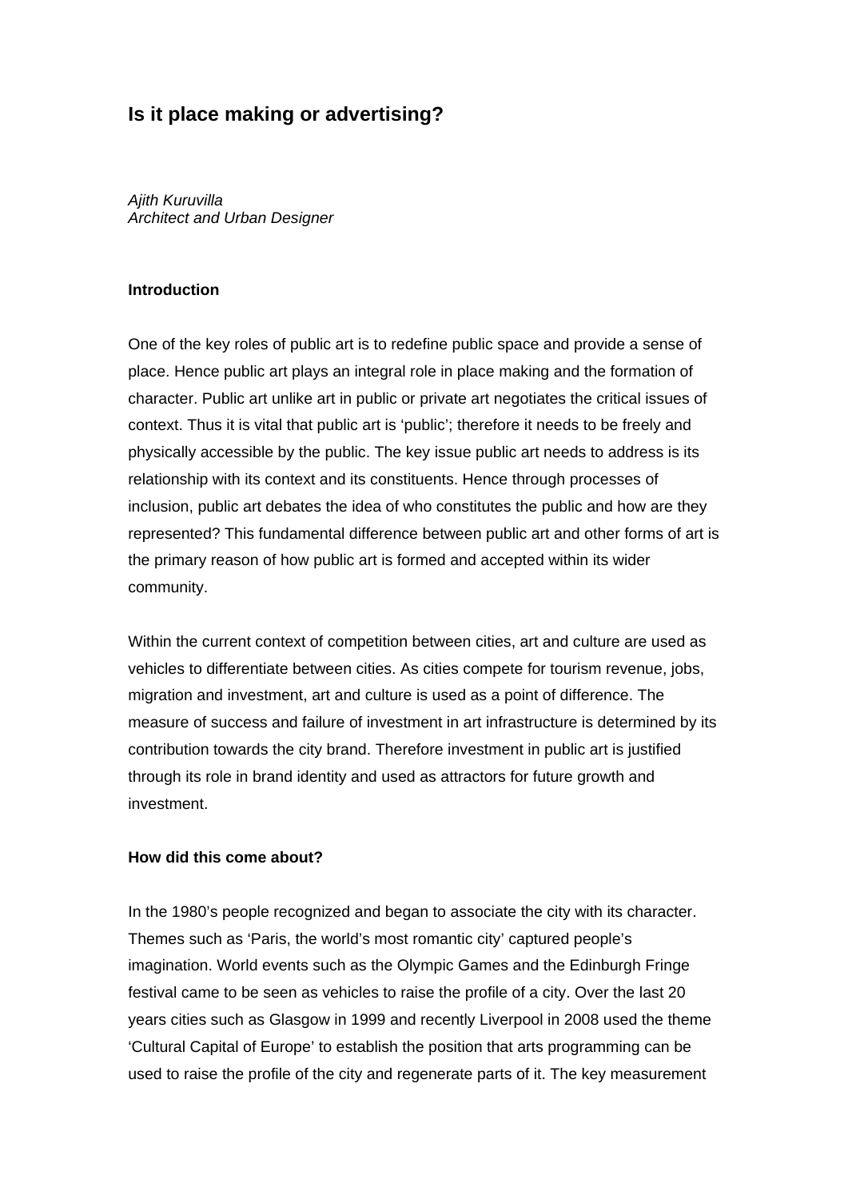# Is it place making or advertising?

*Ajith Kuruvilla*
*Architect and Urban Designer*

**Introduction**

One of the key roles of public art is to redefine public space and provide a sense of place. Hence public art plays an integral role in place making and the formation of character. Public art unlike art in public or private art negotiates the critical issues of context. Thus it is vital that public art is 'public'; therefore it needs to be freely and physically accessible by the public. The key issue public art needs to address is its relationship with its context and its constituents. Hence through processes of inclusion, public art debates the idea of who constitutes the public and how are they represented? This fundamental difference between public art and other forms of art is the primary reason of how public art is formed and accepted within its wider community.

Within the current context of competition between cities, art and culture are used as vehicles to differentiate between cities. As cities compete for tourism revenue, jobs, migration and investment, art and culture is used as a point of difference. The measure of success and failure of investment in art infrastructure is determined by its contribution towards the city brand. Therefore investment in public art is justified through its role in brand identity and used as attractors for future growth and investment.

**How did this come about?**

In the 1980's people recognized and began to associate the city with its character. Themes such as 'Paris, the world's most romantic city' captured people's imagination. World events such as the Olympic Games and the Edinburgh Fringe festival came to be seen as vehicles to raise the profile of a city. Over the last 20 years cities such as Glasgow in 1999 and recently Liverpool in 2008 used the theme 'Cultural Capital of Europe' to establish the position that arts programming can be used to raise the profile of the city and regenerate parts of it. The key measurement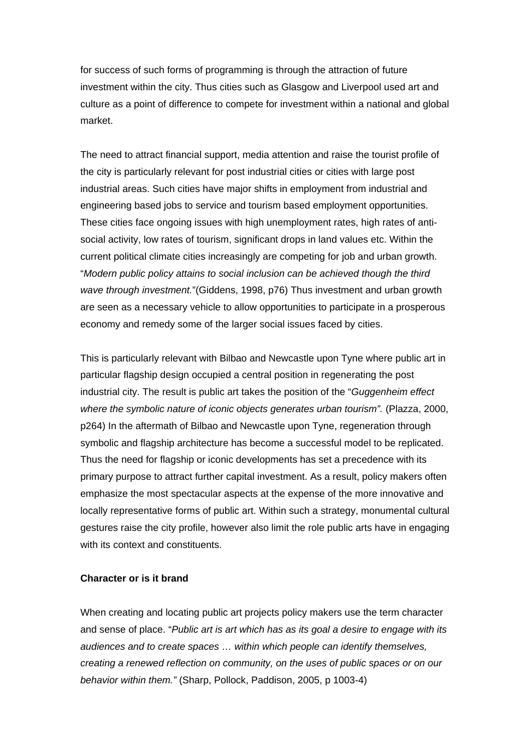for success of such forms of programming is through the attraction of future investment within the city. Thus cities such as Glasgow and Liverpool used art and culture as a point of difference to compete for investment within a national and global market.

The need to attract financial support, media attention and raise the tourist profile of the city is particularly relevant for post industrial cities or cities with large post industrial areas. Such cities have major shifts in employment from industrial and engineering based jobs to service and tourism based employment opportunities. These cities face ongoing issues with high unemployment rates, high rates of anti-social activity, low rates of tourism, significant drops in land values etc. Within the current political climate cities increasingly are competing for job and urban growth. "*Modern public policy attains to social inclusion can be achieved though the third wave through investment.*"(Giddens, 1998, p76) Thus investment and urban growth are seen as a necessary vehicle to allow opportunities to participate in a prosperous economy and remedy some of the larger social issues faced by cities.

This is particularly relevant with Bilbao and Newcastle upon Tyne where public art in particular flagship design occupied a central position in regenerating the post industrial city. The result is public art takes the position of the "*Guggenheim effect where the symbolic nature of iconic objects generates urban tourism".* (Plazza, 2000, p264) In the aftermath of Bilbao and Newcastle upon Tyne, regeneration through symbolic and flagship architecture has become a successful model to be replicated. Thus the need for flagship or iconic developments has set a precedence with its primary purpose to attract further capital investment. As a result, policy makers often emphasize the most spectacular aspects at the expense of the more innovative and locally representative forms of public art. Within such a strategy, monumental cultural gestures raise the city profile, however also limit the role public arts have in engaging with its context and constituents.

**Character or is it brand**

When creating and locating public art projects policy makers use the term character and sense of place. "*Public art is art which has as its goal a desire to engage with its audiences and to create spaces … within which people can identify themselves, creating a renewed reflection on community, on the uses of public spaces or on our behavior within them."* (Sharp, Pollock, Paddison, 2005, p 1003-4)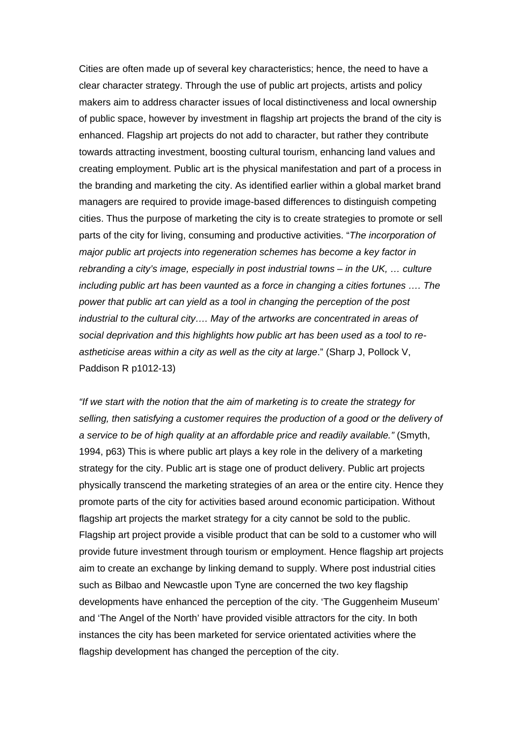Cities are often made up of several key characteristics; hence, the need to have a clear character strategy. Through the use of public art projects, artists and policy makers aim to address character issues of local distinctiveness and local ownership of public space, however by investment in flagship art projects the brand of the city is enhanced. Flagship art projects do not add to character, but rather they contribute towards attracting investment, boosting cultural tourism, enhancing land values and creating employment. Public art is the physical manifestation and part of a process in the branding and marketing the city. As identified earlier within a global market brand managers are required to provide image-based differences to distinguish competing cities. Thus the purpose of marketing the city is to create strategies to promote or sell parts of the city for living, consuming and productive activities. "*The incorporation of major public art projects into regeneration schemes has become a key factor in rebranding a city's image, especially in post industrial towns – in the UK, … culture including public art has been vaunted as a force in changing a cities fortunes …. The power that public art can yield as a tool in changing the perception of the post industrial to the cultural city…. May of the artworks are concentrated in areas of social deprivation and this highlights how public art has been used as a tool to re-astheticise areas within a city as well as the city at large*." (Sharp J, Pollock V, Paddison R p1012-13)

*"If we start with the notion that the aim of marketing is to create the strategy for selling, then satisfying a customer requires the production of a good or the delivery of a service to be of high quality at an affordable price and readily available."* (Smyth, 1994, p63) This is where public art plays a key role in the delivery of a marketing strategy for the city. Public art is stage one of product delivery. Public art projects physically transcend the marketing strategies of an area or the entire city. Hence they promote parts of the city for activities based around economic participation. Without flagship art projects the market strategy for a city cannot be sold to the public. Flagship art project provide a visible product that can be sold to a customer who will provide future investment through tourism or employment. Hence flagship art projects aim to create an exchange by linking demand to supply. Where post industrial cities such as Bilbao and Newcastle upon Tyne are concerned the two key flagship developments have enhanced the perception of the city. 'The Guggenheim Museum' and 'The Angel of the North' have provided visible attractors for the city. In both instances the city has been marketed for service orientated activities where the flagship development has changed the perception of the city.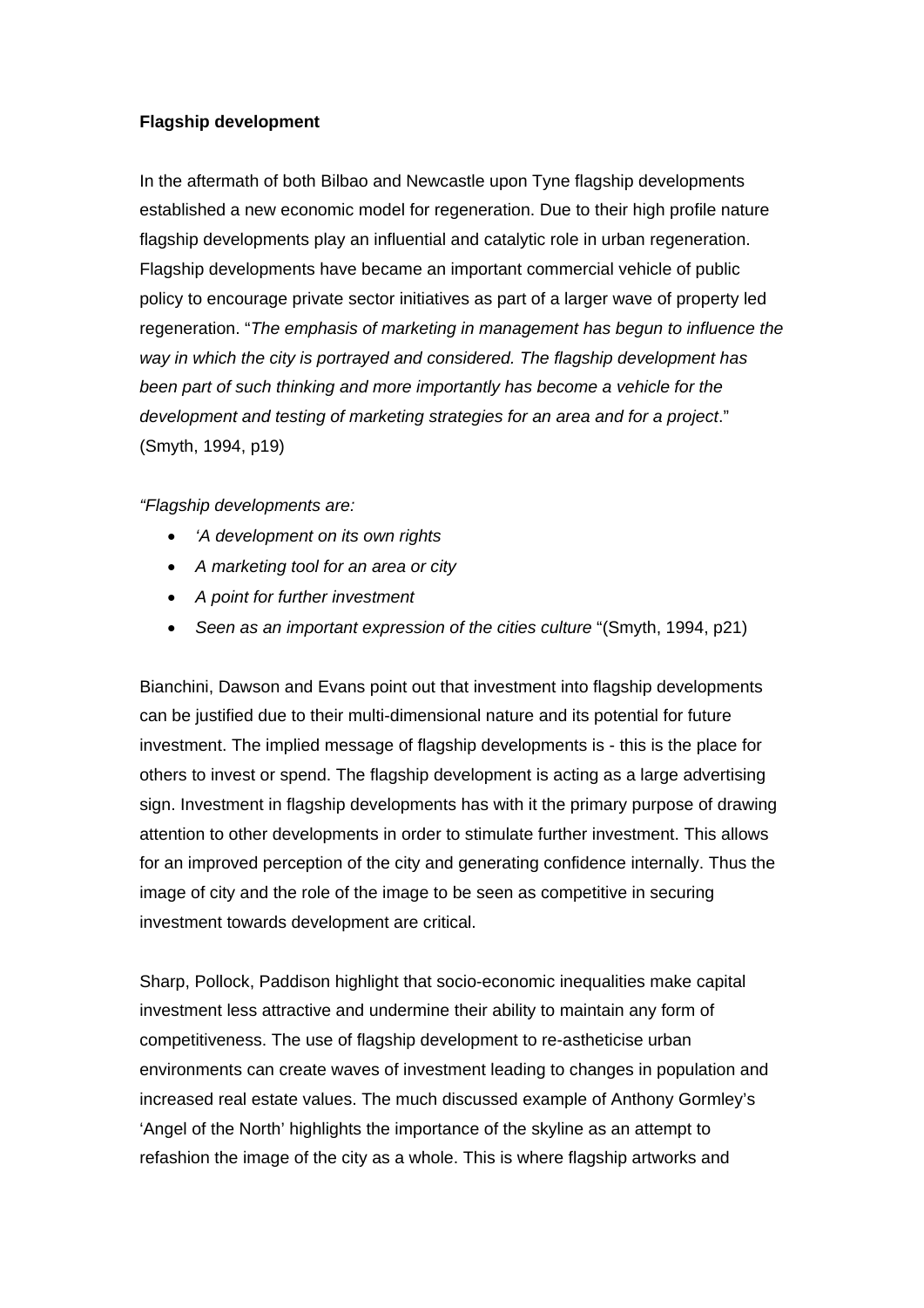**Flagship development**

In the aftermath of both Bilbao and Newcastle upon Tyne flagship developments established a new economic model for regeneration. Due to their high profile nature flagship developments play an influential and catalytic role in urban regeneration. Flagship developments have became an important commercial vehicle of public policy to encourage private sector initiatives as part of a larger wave of property led regeneration. "*The emphasis of marketing in management has begun to influence the way in which the city is portrayed and considered. The flagship development has been part of such thinking and more importantly has become a vehicle for the development and testing of marketing strategies for an area and for a project*." (Smyth, 1994, p19)

*"Flagship developments are:*

- *'A development on its own rights*
- *A marketing tool for an area or city*
- *A point for further investment*
- *Seen as an important expression of the cities culture* "(Smyth, 1994, p21)

Bianchini, Dawson and Evans point out that investment into flagship developments can be justified due to their multi-dimensional nature and its potential for future investment. The implied message of flagship developments is - this is the place for others to invest or spend. The flagship development is acting as a large advertising sign. Investment in flagship developments has with it the primary purpose of drawing attention to other developments in order to stimulate further investment. This allows for an improved perception of the city and generating confidence internally. Thus the image of city and the role of the image to be seen as competitive in securing investment towards development are critical.

Sharp, Pollock, Paddison highlight that socio-economic inequalities make capital investment less attractive and undermine their ability to maintain any form of competitiveness. The use of flagship development to re-astheticise urban environments can create waves of investment leading to changes in population and increased real estate values. The much discussed example of Anthony Gormley's 'Angel of the North' highlights the importance of the skyline as an attempt to refashion the image of the city as a whole. This is where flagship artworks and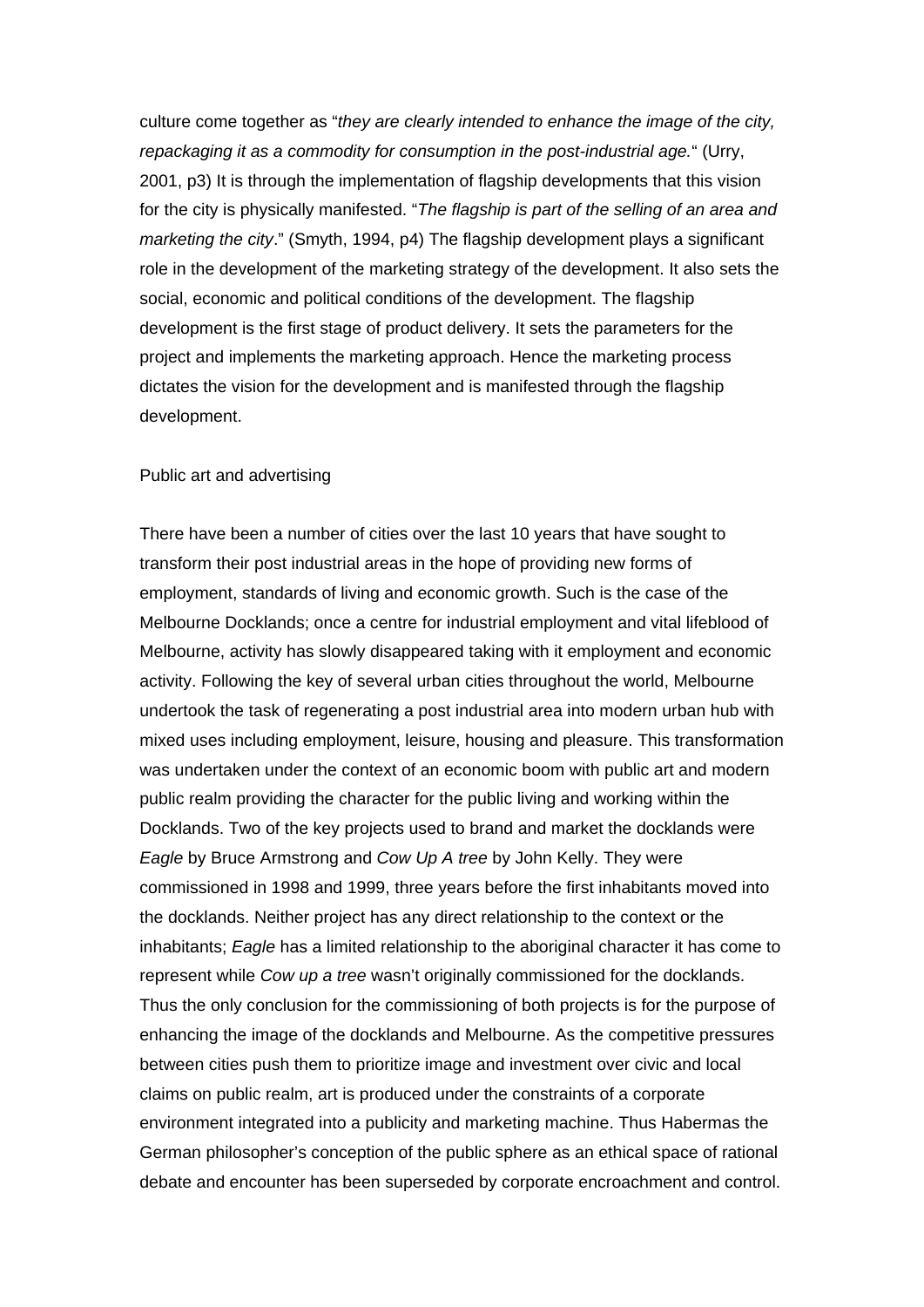culture come together as “*they are clearly intended to enhance the image of the city, repackaging it as a commodity for consumption in the post-industrial age.*“ (Urry, 2001, p3) It is through the implementation of flagship developments that this vision for the city is physically manifested. “*The flagship is part of the selling of an area and marketing the city*.” (Smyth, 1994, p4) The flagship development plays a significant role in the development of the marketing strategy of the development. It also sets the social, economic and political conditions of the development. The flagship development is the first stage of product delivery. It sets the parameters for the project and implements the marketing approach. Hence the marketing process dictates the vision for the development and is manifested through the flagship development.

Public art and advertising

There have been a number of cities over the last 10 years that have sought to transform their post industrial areas in the hope of providing new forms of employment, standards of living and economic growth. Such is the case of the Melbourne Docklands; once a centre for industrial employment and vital lifeblood of Melbourne, activity has slowly disappeared taking with it employment and economic activity. Following the key of several urban cities throughout the world, Melbourne undertook the task of regenerating a post industrial area into modern urban hub with mixed uses including employment, leisure, housing and pleasure. This transformation was undertaken under the context of an economic boom with public art and modern public realm providing the character for the public living and working within the Docklands. Two of the key projects used to brand and market the docklands were *Eagle* by Bruce Armstrong and *Cow Up A tree* by John Kelly. They were commissioned in 1998 and 1999, three years before the first inhabitants moved into the docklands. Neither project has any direct relationship to the context or the inhabitants; *Eagle* has a limited relationship to the aboriginal character it has come to represent while *Cow up a tree* wasn’t originally commissioned for the docklands. Thus the only conclusion for the commissioning of both projects is for the purpose of enhancing the image of the docklands and Melbourne. As the competitive pressures between cities push them to prioritize image and investment over civic and local claims on public realm, art is produced under the constraints of a corporate environment integrated into a publicity and marketing machine. Thus Habermas the German philosopher’s conception of the public sphere as an ethical space of rational debate and encounter has been superseded by corporate encroachment and control.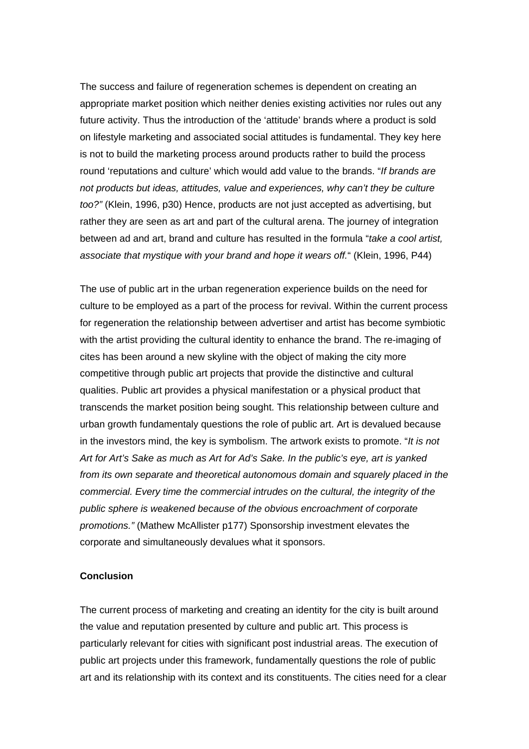The success and failure of regeneration schemes is dependent on creating an appropriate market position which neither denies existing activities nor rules out any future activity. Thus the introduction of the 'attitude' brands where a product is sold on lifestyle marketing and associated social attitudes is fundamental. They key here is not to build the marketing process around products rather to build the process round 'reputations and culture' which would add value to the brands. "*If brands are not products but ideas, attitudes, value and experiences, why can't they be culture too?*" (Klein, 1996, p30) Hence, products are not just accepted as advertising, but rather they are seen as art and part of the cultural arena. The journey of integration between ad and art, brand and culture has resulted in the formula "*take a cool artist, associate that mystique with your brand and hope it wears off.*" (Klein, 1996, P44)

The use of public art in the urban regeneration experience builds on the need for culture to be employed as a part of the process for revival. Within the current process for regeneration the relationship between advertiser and artist has become symbiotic with the artist providing the cultural identity to enhance the brand. The re-imaging of cites has been around a new skyline with the object of making the city more competitive through public art projects that provide the distinctive and cultural qualities. Public art provides a physical manifestation or a physical product that transcends the market position being sought. This relationship between culture and urban growth fundamentaly questions the role of public art. Art is devalued because in the investors mind, the key is symbolism. The artwork exists to promote. "*It is not Art for Art's Sake as much as Art for Ad's Sake. In the public's eye, art is yanked from its own separate and theoretical autonomous domain and squarely placed in the commercial. Every time the commercial intrudes on the cultural, the integrity of the public sphere is weakened because of the obvious encroachment of corporate promotions.*" (Mathew McAllister p177) Sponsorship investment elevates the corporate and simultaneously devalues what it sponsors.

**Conclusion**

The current process of marketing and creating an identity for the city is built around the value and reputation presented by culture and public art. This process is particularly relevant for cities with significant post industrial areas. The execution of public art projects under this framework, fundamentally questions the role of public art and its relationship with its context and its constituents. The cities need for a clear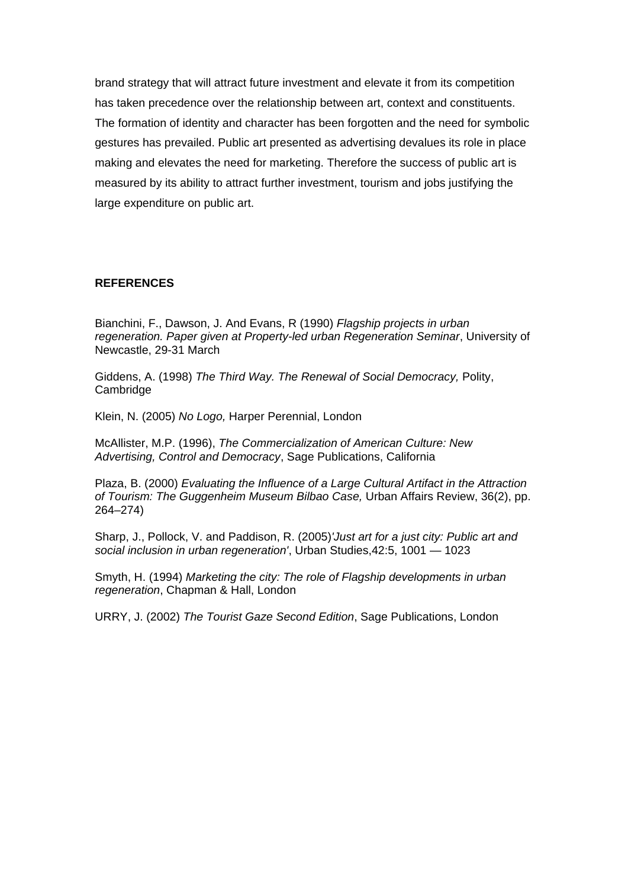brand strategy that will attract future investment and elevate it from its competition has taken precedence over the relationship between art, context and constituents. The formation of identity and character has been forgotten and the need for symbolic gestures has prevailed. Public art presented as advertising devalues its role in place making and elevates the need for marketing. Therefore the success of public art is measured by its ability to attract further investment, tourism and jobs justifying the large expenditure on public art.

**REFERENCES**

Bianchini, F., Dawson, J. And Evans, R (1990) *Flagship projects in urban regeneration. Paper given at Property-led urban Regeneration Seminar*, University of Newcastle, 29-31 March

Giddens, A. (1998) *The Third Way. The Renewal of Social Democracy,* Polity, Cambridge

Klein, N. (2005) *No Logo,* Harper Perennial, London

McAllister, M.P. (1996), *The Commercialization of American Culture: New Advertising, Control and Democracy*, Sage Publications, California

Plaza, B. (2000) *Evaluating the Influence of a Large Cultural Artifact in the Attraction of Tourism: The Guggenheim Museum Bilbao Case,* Urban Affairs Review, 36(2), pp. 264–274)

Sharp, J., Pollock, V. and Paddison, R. (2005)'*Just art for a just city: Public art and social inclusion in urban regeneration'*, Urban Studies,42:5, 1001 — 1023

Smyth, H. (1994) *Marketing the city: The role of Flagship developments in urban regeneration*, Chapman & Hall, London

URRY, J. (2002) *The Tourist Gaze Second Edition*, Sage Publications, London